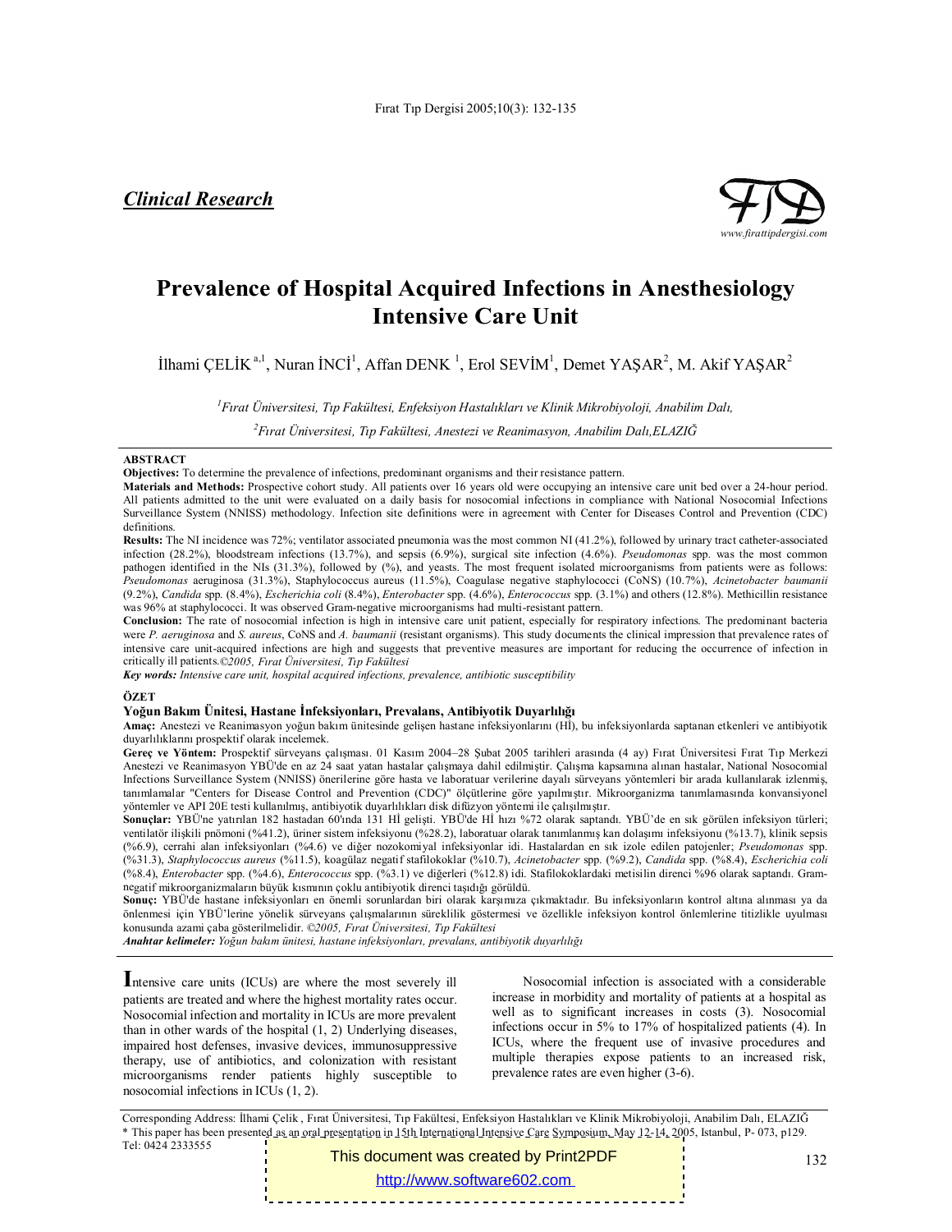*Clinical Research*

# Prevalence of Hospital Acquired Infections in Anesthesiology Intensive Care Unit

İlhami ÇELİK [a,1], Nuran İNCİ[1], Affan DENK [1], Erol SEVİM[1], Demet YAŞAR[2], M. Akif YAŞAR[2]

*[1]Fırat Üniversitesi, Tıp Fakültesi, Enfeksiyon Hastalıkları ve Klinik Mikrobiyoloji, Anabilim Dalı,*

*[2]Fırat Üniversitesi, Tıp Fakültesi, Anestezi ve Reanimasyon, Anabilim Dalı,ELAZIĞ*

## ABSTRACT

**Objectives:** To determine the prevalence of infections, predominant organisms and their resistance pattern.

**Materials and Methods:** Prospective cohort study. All patients over 16 years old were occupying an intensive care unit bed over a 24-hour period. All patients admitted to the unit were evaluated on a daily basis for nosocomial infections in compliance with National Nosocomial Infections Surveillance System (NNISS) methodology. Infection site definitions were in agreement with Center for Diseases Control and Prevention (CDC) definitions.

**Results:** The NI incidence was 72%; ventilator associated pneumonia was the most common NI (41.2%), followed by urinary tract catheter-associated infection (28.2%), bloodstream infections (13.7%), and sepsis (6.9%), surgical site infection (4.6%). *Pseudomonas* spp. was the most common pathogen identified in the NIs (31.3%), followed by (%), and yeasts. The most frequent isolated microorganisms from patients were as follows: *Pseudomonas* aeruginosa (31.3%), Staphylococcus aureus (11.5%), Coagulase negative staphylococci (CoNS) (10.7%), *Acinetobacter baumanii* (9.2%), *Candida* spp. (8.4%), *Escherichia coli* (8.4%), *Enterobacter* spp. (4.6%), *Enterococcus* spp. (3.1%) and others (12.8%). Methicillin resistance was 96% at staphylococci. It was observed Gram-negative microorganisms had multi-resistant pattern.

**Conclusion:** The rate of nosocomial infection is high in intensive care unit patient, especially for respiratory infections. The predominant bacteria were *P. aeruginosa* and *S. aureus*, CoNS and *A. baumanii* (resistant organisms). This study documents the clinical impression that prevalence rates of intensive care unit-acquired infections are high and suggests that preventive measures are important for reducing the occurrence of infection in critically ill patients.*©2005, Fırat Üniversitesi, Tıp Fakültesi*

***Key words:*** *Intensive care unit, hospital acquired infections, prevalence, antibiotic susceptibility*

## ÖZET

### Yoğun Bakım Ünitesi, Hastane İnfeksiyonları, Prevalans, Antibiyotik Duyarlılığı

**Amaç:** Anestezi ve Reanimasyon yoğun bakım ünitesinde gelişen hastane infeksiyonlarını (Hİ), bu infeksiyonlarda saptanan etkenleri ve antibiyotik duyarlılıklarını prospektif olarak incelemek.

**Gereç ve Yöntem:** Prospektif sürveyans çalışması. 01 Kasım 2004–28 Şubat 2005 tarihleri arasında (4 ay) Fırat Üniversitesi Fırat Tıp Merkezi Anestezi ve Reanimasyon YBÜ'de en az 24 saat yatan hastalar çalışmaya dahil edilmiştir. Çalışma kapsamına alınan hastalar, National Nosocomial Infections Surveillance System (NNISS) önerilerine göre hasta ve laboratuar verilerine dayalı sürveyans yöntemleri bir arada kullanılarak izlenmiş, tanımlamalar "Centers for Disease Control and Prevention (CDC)" ölçütlerine göre yapılmıştır. Mikroorganizma tanımlamasında konvansiyonel yöntemler ve API 20E testi kullanılmış, antibiyotik duyarlılıkları disk difüzyon yöntemi ile çalışılmıştır.

**Sonuçlar:** YBÜ'ne yatırılan 182 hastadan 60'ında 131 Hİ gelişti. YBÜ'de Hİ hızı %72 olarak saptandı. YBÜ'de en sık görülen infeksiyon türleri; ventilatör ilişkili pnömoni (%41.2), üriner sistem infeksiyonu (%28.2), laboratuar olarak tanımlanmış kan dolaşımı infeksiyonu (%13.7), klinik sepsis (%6.9), cerrahi alan infeksiyonları (%4.6) ve diğer nozokomiyal infeksiyonlar idi. Hastalardan en sık izole edilen patojenler; *Pseudomonas* spp. (%31.3), *Staphylococcus aureus* (%11.5), koagülaz negatif stafilokoklar (%10.7), *Acinetobacter* spp. (%9.2), *Candida* spp. (%8.4), *Escherichia coli* (%8.4), *Enterobacter* spp. (%4.6), *Enterococcus* spp. (%3.1) ve diğerleri (%12.8) idi. Stafilokoklardaki metisilin direnci %96 olarak saptandı. Gram-negatif mikroorganizmaların büyük kısmının çoklu antibiyotik direnci taşıdığı görüldü.

**Sonuç:** YBÜ'de hastane infeksiyonları en önemli sorunlardan biri olarak karşımıza çıkmaktadır. Bu infeksiyonların kontrol altına alınması ya da önlenmesi için YBÜ'lerine yönelik sürveyans çalışmalarının süreklilik göstermesi ve özellikle infeksiyon kontrol önlemlerine titizlikle uyulması konusunda azami çaba gösterilmelidir. *©2005, Fırat Üniversitesi, Tıp Fakültesi*

***Anahtar kelimeler:*** *Yoğun bakım ünitesi, hastane infeksiyonları, prevalans, antibiyotik duyarlılığı*

Intensive care units (ICUs) are where the most severely ill patients are treated and where the highest mortality rates occur. Nosocomial infection and mortality in ICUs are more prevalent than in other wards of the hospital (1, 2) Underlying diseases, impaired host defenses, invasive devices, immunosuppressive therapy, use of antibiotics, and colonization with resistant microorganisms render patients highly susceptible to nosocomial infections in ICUs (1, 2).

Nosocomial infection is associated with a considerable increase in morbidity and mortality of patients at a hospital as well as to significant increases in costs (3). Nosocomial infections occur in 5% to 17% of hospitalized patients (4). In ICUs, where the frequent use of invasive procedures and multiple therapies expose patients to an increased risk, prevalence rates are even higher (3-6).

Corresponding Address: İlhami Çelik , Fırat Üniversitesi, Tıp Fakültesi, Enfeksiyon Hastalıkları ve Klinik Mikrobiyoloji, Anabilim Dalı, ELAZIĞ

\* This paper has been presented as an oral presentation in 15th International Intensive Care Symposium, May 12-14, 2005, Istanbul, P- 073, p129.

Tel: 0424 2333555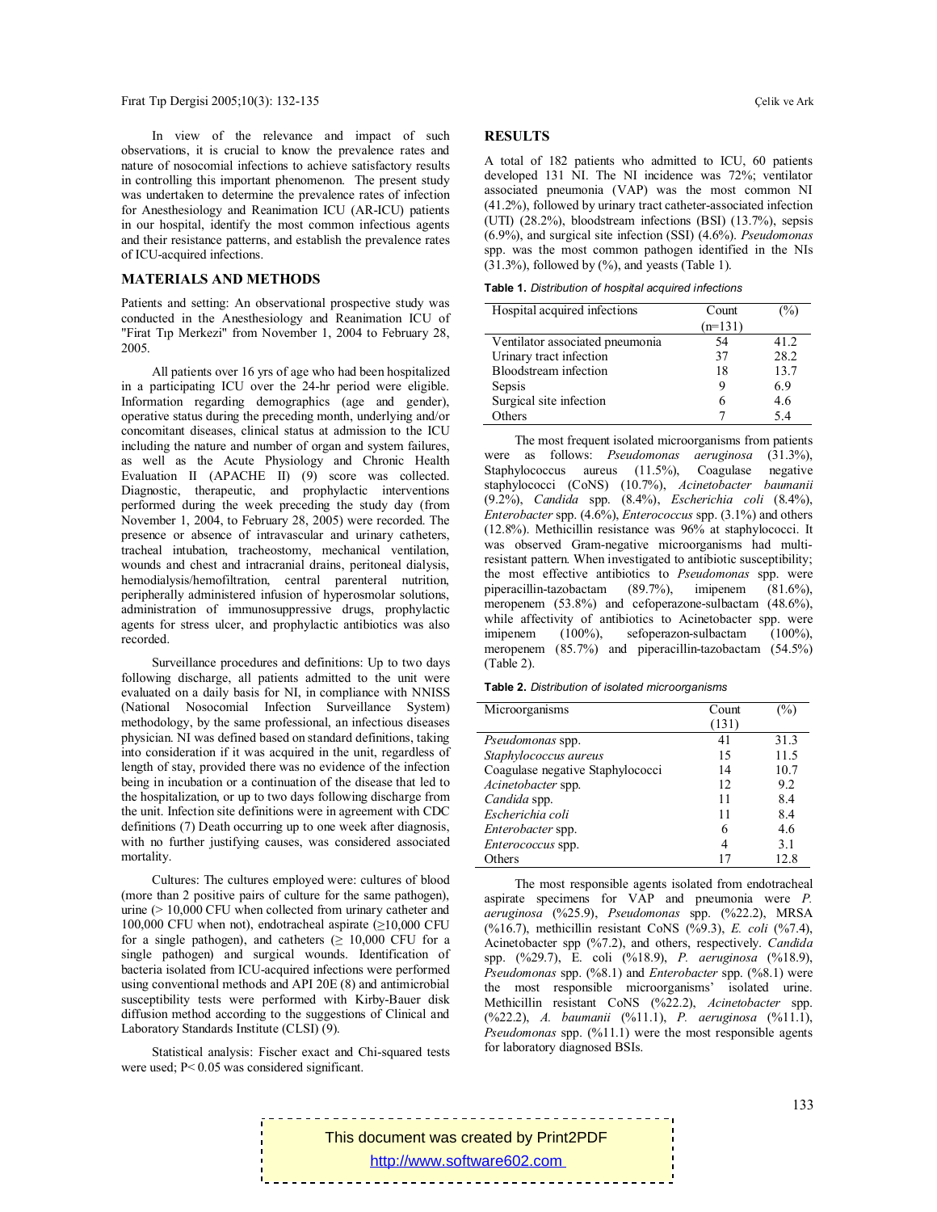In view of the relevance and impact of such observations, it is crucial to know the prevalence rates and nature of nosocomial infections to achieve satisfactory results in controlling this important phenomenon. The present study was undertaken to determine the prevalence rates of infection for Anesthesiology and Reanimation ICU (AR-ICU) patients in our hospital, identify the most common infectious agents and their resistance patterns, and establish the prevalence rates of ICU-acquired infections.

## MATERIALS AND METHODS

Patients and setting: An observational prospective study was conducted in the Anesthesiology and Reanimation ICU of "Firat Tıp Merkezi" from November 1, 2004 to February 28, 2005.

All patients over 16 yrs of age who had been hospitalized in a participating ICU over the 24-hr period were eligible. Information regarding demographics (age and gender), operative status during the preceding month, underlying and/or concomitant diseases, clinical status at admission to the ICU including the nature and number of organ and system failures, as well as the Acute Physiology and Chronic Health Evaluation II (APACHE II) (9) score was collected. Diagnostic, therapeutic, and prophylactic interventions performed during the week preceding the study day (from November 1, 2004, to February 28, 2005) were recorded. The presence or absence of intravascular and urinary catheters, tracheal intubation, tracheostomy, mechanical ventilation, wounds and chest and intracranial drains, peritoneal dialysis, hemodialysis/hemofiltration, central parenteral nutrition, peripherally administered infusion of hyperosmolar solutions, administration of immunosuppressive drugs, prophylactic agents for stress ulcer, and prophylactic antibiotics was also recorded.

Surveillance procedures and definitions: Up to two days following discharge, all patients admitted to the unit were evaluated on a daily basis for NI, in compliance with NNISS (National Nosocomial Infection Surveillance System) methodology, by the same professional, an infectious diseases physician. NI was defined based on standard definitions, taking into consideration if it was acquired in the unit, regardless of length of stay, provided there was no evidence of the infection being in incubation or a continuation of the disease that led to the hospitalization, or up to two days following discharge from the unit. Infection site definitions were in agreement with CDC definitions (7) Death occurring up to one week after diagnosis, with no further justifying causes, was considered associated mortality.

Cultures: The cultures employed were: cultures of blood (more than 2 positive pairs of culture for the same pathogen), urine (> 10,000 CFU when collected from urinary catheter and 100,000 CFU when not), endotracheal aspirate (≥10,000 CFU for a single pathogen), and catheters (≥ 10,000 CFU for a single pathogen) and surgical wounds. Identification of bacteria isolated from ICU-acquired infections were performed using conventional methods and API 20E (8) and antimicrobial susceptibility tests were performed with Kirby-Bauer disk diffusion method according to the suggestions of Clinical and Laboratory Standards Institute (CLSI) (9).

Statistical analysis: Fischer exact and Chi-squared tests were used; P< 0.05 was considered significant.

## RESULTS

A total of 182 patients who admitted to ICU, 60 patients developed 131 NI. The NI incidence was 72%; ventilator associated pneumonia (VAP) was the most common NI (41.2%), followed by urinary tract catheter-associated infection (UTI) (28.2%), bloodstream infections (BSI) (13.7%), sepsis (6.9%), and surgical site infection (SSI) (4.6%). *Pseudomonas* spp. was the most common pathogen identified in the NIs (31.3%), followed by (%), and yeasts (Table 1).

**Table 1.** *Distribution of hospital acquired infections*

| Hospital acquired infections | Count (n=131) | (%) |
|---|---|---|
| Ventilator associated pneumonia | 54 | 41.2 |
| Urinary tract infection | 37 | 28.2 |
| Bloodstream infection | 18 | 13.7 |
| Sepsis | 9 | 6.9 |
| Surgical site infection | 6 | 4.6 |
| Others | 7 | 5.4 |

The most frequent isolated microorganisms from patients were as follows: *Pseudomonas aeruginosa* (31.3%), Staphylococcus aureus (11.5%), Coagulase negative staphylococci (CoNS) (10.7%), *Acinetobacter baumanii* (9.2%), *Candida* spp. (8.4%), *Escherichia coli* (8.4%), *Enterobacter* spp. (4.6%), *Enterococcus* spp. (3.1%) and others (12.8%). Methicillin resistance was 96% at staphylococci. It was observed Gram-negative microorganisms had multi-resistant pattern. When investigated to antibiotic susceptibility; the most effective antibiotics to *Pseudomonas* spp. were piperacillin-tazobactam (89.7%), imipenem (81.6%), meropenem (53.8%) and cefoperazone-sulbactam (48.6%), while affectivity of antibiotics to Acinetobacter spp. were imipenem (100%), sefoperazon-sulbactam (100%), meropenem (85.7%) and piperacillin-tazobactam (54.5%) (Table 2).

**Table 2.** *Distribution of isolated microorganisms*

| Microorganisms | Count (131) | (%) |
|---|---|---|
| *Pseudomonas* spp. | 41 | 31.3 |
| *Staphylococcus aureus* | 15 | 11.5 |
| Coagulase negative Staphylococci | 14 | 10.7 |
| *Acinetobacter* spp. | 12 | 9.2 |
| *Candida* spp. | 11 | 8.4 |
| *Escherichia coli* | 11 | 8.4 |
| *Enterobacter* spp. | 6 | 4.6 |
| *Enterococcus* spp. | 4 | 3.1 |
| Others | 17 | 12.8 |

The most responsible agents isolated from endotracheal aspirate specimens for VAP and pneumonia were *P. aeruginosa* (%25.9), *Pseudomonas* spp. (%22.2), MRSA (%16.7), methicillin resistant CoNS (%9.3), *E. coli* (%7.4), Acinetobacter spp (%7.2), and others, respectively. *Candida* spp. (%29.7), E. coli (%18.9), *P. aeruginosa* (%18.9), *Pseudomonas* spp. (%8.1) and *Enterobacter* spp. (%8.1) were the most responsible microorganisms' isolated urine. Methicillin resistant CoNS (%22.2), *Acinetobacter* spp. (%22.2), *A. baumanii* (%11.1), *P. aeruginosa* (%11.1), *Pseudomonas* spp. (%11.1) were the most responsible agents for laboratory diagnosed BSIs.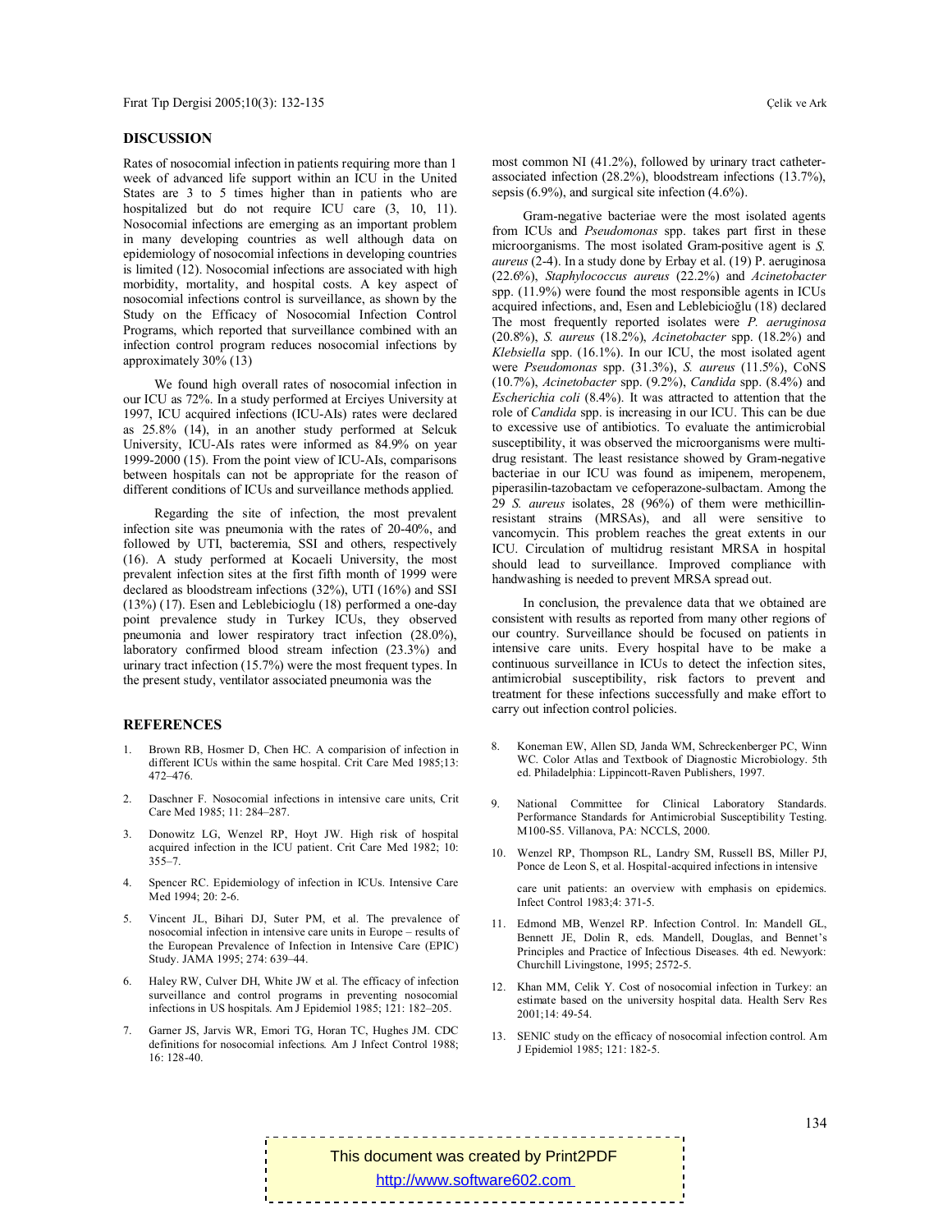## DISCUSSION

Rates of nosocomial infection in patients requiring more than 1 week of advanced life support within an ICU in the United States are 3 to 5 times higher than in patients who are hospitalized but do not require ICU care (3, 10, 11). Nosocomial infections are emerging as an important problem in many developing countries as well although data on epidemiology of nosocomial infections in developing countries is limited (12). Nosocomial infections are associated with high morbidity, mortality, and hospital costs. A key aspect of nosocomial infections control is surveillance, as shown by the Study on the Efficacy of Nosocomial Infection Control Programs, which reported that surveillance combined with an infection control program reduces nosocomial infections by approximately 30% (13)

We found high overall rates of nosocomial infection in our ICU as 72%. In a study performed at Erciyes University at 1997, ICU acquired infections (ICU-AIs) rates were declared as 25.8% (14), in an another study performed at Selcuk University, ICU-AIs rates were informed as 84.9% on year 1999-2000 (15). From the point view of ICU-AIs, comparisons between hospitals can not be appropriate for the reason of different conditions of ICUs and surveillance methods applied.

Regarding the site of infection, the most prevalent infection site was pneumonia with the rates of 20-40%, and followed by UTI, bacteremia, SSI and others, respectively (16). A study performed at Kocaeli University, the most prevalent infection sites at the first fifth month of 1999 were declared as bloodstream infections (32%), UTI (16%) and SSI (13%) (17). Esen and Leblebicioglu (18) performed a one-day point prevalence study in Turkey ICUs, they observed pneumonia and lower respiratory tract infection (28.0%), laboratory confirmed blood stream infection (23.3%) and urinary tract infection (15.7%) were the most frequent types. In the present study, ventilator associated pneumonia was the most common NI (41.2%), followed by urinary tract catheter-associated infection (28.2%), bloodstream infections (13.7%), sepsis (6.9%), and surgical site infection (4.6%).

Gram-negative bacteriae were the most isolated agents from ICUs and *Pseudomonas* spp. takes part first in these microorganisms. The most isolated Gram-positive agent is *S. aureus* (2-4). In a study done by Erbay et al. (19) P. aeruginosa (22.6%), *Staphylococcus aureus* (22.2%) and *Acinetobacter* spp. (11.9%) were found the most responsible agents in ICUs acquired infections, and, Esen and Leblebicioğlu (18) declared The most frequently reported isolates were *P. aeruginosa* (20.8%), *S. aureus* (18.2%), *Acinetobacter* spp. (18.2%) and *Klebsiella* spp. (16.1%). In our ICU, the most isolated agent were *Pseudomonas* spp. (31.3%), *S. aureus* (11.5%), CoNS (10.7%), *Acinetobacter* spp. (9.2%), *Candida* spp. (8.4%) and *Escherichia coli* (8.4%). It was attracted to attention that the role of *Candida* spp. is increasing in our ICU. This can be due to excessive use of antibiotics. To evaluate the antimicrobial susceptibility, it was observed the microorganisms were multi-drug resistant. The least resistance showed by Gram-negative bacteriae in our ICU was found as imipenem, meropenem, piperasilin-tazobactam ve cefoperazone-sulbactam. Among the 29 *S. aureus* isolates, 28 (96%) of them were methicillin-resistant strains (MRSAs), and all were sensitive to vancomycin. This problem reaches the great extents in our ICU. Circulation of multidrug resistant MRSA in hospital should lead to surveillance. Improved compliance with handwashing is needed to prevent MRSA spread out.

In conclusion, the prevalence data that we obtained are consistent with results as reported from many other regions of our country. Surveillance should be focused on patients in intensive care units. Every hospital have to be make a continuous surveillance in ICUs to detect the infection sites, antimicrobial susceptibility, risk factors to prevent and treatment for these infections successfully and make effort to carry out infection control policies.

## REFERENCES

1. Brown RB, Hosmer D, Chen HC. A comparision of infection in different ICUs within the same hospital. Crit Care Med 1985;13: 472–476.
2. Daschner F. Nosocomial infections in intensive care units, Crit Care Med 1985; 11: 284–287.
3. Donowitz LG, Wenzel RP, Hoyt JW. High risk of hospital acquired infection in the ICU patient. Crit Care Med 1982; 10: 355–7.
4. Spencer RC. Epidemiology of infection in ICUs. Intensive Care Med 1994; 20: 2-6.
5. Vincent JL, Bihari DJ, Suter PM, et al. The prevalence of nosocomial infection in intensive care units in Europe – results of the European Prevalence of Infection in Intensive Care (EPIC) Study. JAMA 1995; 274: 639–44.
6. Haley RW, Culver DH, White JW et al. The efficacy of infection surveillance and control programs in preventing nosocomial infections in US hospitals. Am J Epidemiol 1985; 121: 182–205.
7. Garner JS, Jarvis WR, Emori TG, Horan TC, Hughes JM. CDC definitions for nosocomial infections. Am J Infect Control 1988; 16: 128-40.
8. Koneman EW, Allen SD, Janda WM, Schreckenberger PC, Winn WC. Color Atlas and Textbook of Diagnostic Microbiology. 5th ed. Philadelphia: Lippincott-Raven Publishers, 1997.
9. National Committee for Clinical Laboratory Standards. Performance Standards for Antimicrobial Susceptibility Testing. M100-S5. Villanova, PA: NCCLS, 2000.
10. Wenzel RP, Thompson RL, Landry SM, Russell BS, Miller PJ, Ponce de Leon S, et al. Hospital-acquired infections in intensive care unit patients: an overview with emphasis on epidemics. Infect Control 1983;4: 371-5.
11. Edmond MB, Wenzel RP. Infection Control. In: Mandell GL, Bennett JE, Dolin R, eds. Mandell, Douglas, and Bennet's Principles and Practice of Infectious Diseases. 4th ed. Newyork: Churchill Livingstone, 1995; 2572-5.
12. Khan MM, Celik Y. Cost of nosocomial infection in Turkey: an estimate based on the university hospital data. Health Serv Res 2001;14: 49-54.
13. SENIC study on the efficacy of nosocomial infection control. Am J Epidemiol 1985; 121: 182-5.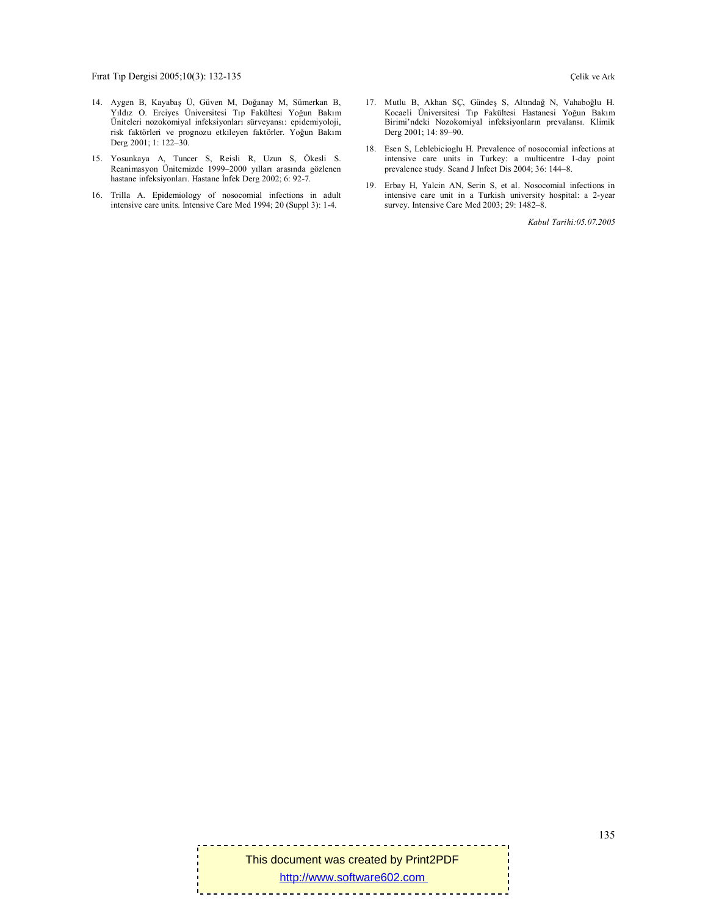14. Aygen B, Kayabaş Ü, Güven M, Doğanay M, Sümerkan B, Yıldız O. Erciyes Üniversitesi Tıp Fakültesi Yoğun Bakım Üniteleri nozokomiyal infeksiyonları sürveyansı: epidemiyoloji, risk faktörleri ve prognozu etkileyen faktörler. Yoğun Bakım Derg 2001; 1: 122–30.
15. Yosunkaya A, Tuncer S, Reisli R, Uzun S, Ökesli S. Reanimasyon Ünitemizde 1999–2000 yılları arasında gözlenen hastane infeksiyonları. Hastane İnfek Derg 2002; 6: 92-7.
16. Trilla A. Epidemiology of nosocomial infections in adult intensive care units. Intensive Care Med 1994; 20 (Suppl 3): 1-4.
17. Mutlu B, Akhan SÇ, Gündeş S, Altındağ N, Vahaboğlu H. Kocaeli Üniversitesi Tıp Fakültesi Hastanesi Yoğun Bakım Birimi'ndeki Nozokomiyal infeksiyonların prevalansı. Klimik Derg 2001; 14: 89–90.
18. Esen S, Leblebicioglu H. Prevalence of nosocomial infections at intensive care units in Turkey: a multicentre 1-day point prevalence study. Scand J Infect Dis 2004; 36: 144–8.
19. Erbay H, Yalcin AN, Serin S, et al. Nosocomial infections in intensive care unit in a Turkish university hospital: a 2-year survey. Intensive Care Med 2003; 29: 1482–8.

*Kabul Tarihi:05.07.2005*

This document was created by Print2PDF
http://www.software602.com